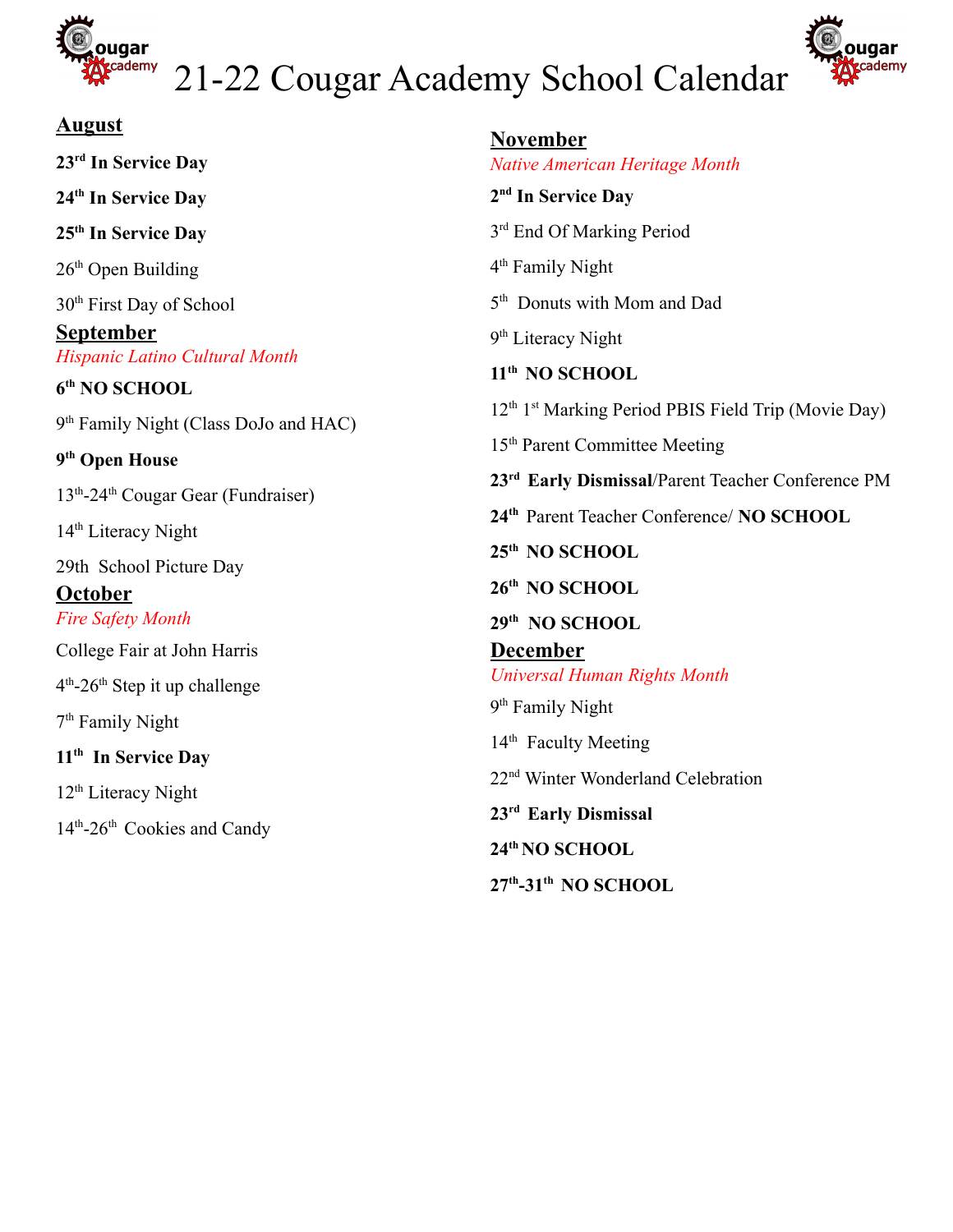# 21-22 Cougar Academy School Calendar

## August

**23rd In Service Day**

**24th In Service Day**

**25th In Service Day**

26th Open Building

30th First Day of School

## September

*Hispanic Latino Cultural Month*

**6th NO SCHOOL**

9th Family Night (Class DoJo and HAC)

**9th Open House**

13th-24th Cougar Gear (Fundraiser)

14th Literacy Night

29th School Picture Day

## October

*Fire Safety Month*

College Fair at John Harris

4th-26th Step it up challenge

7th Family Night

**11th In Service Day**

12th Literacy Night

14th-26th Cookies and Candy

## November

*Native American Heritage Month*

**2nd In Service Day**

3rd End Of Marking Period

4th Family Night

5th Donuts with Mom and Dad

9th Literacy Night

**11th NO SCHOOL**

12th 1st Marking Period PBIS Field Trip (Movie Day)

15th Parent Committee Meeting

**23rd Early Dismissal**/Parent Teacher Conference PM

**24th** Parent Teacher Conference/ **NO SCHOOL**

**25th NO SCHOOL**

**26th NO SCHOOL**

**29th NO SCHOOL**

## December

*Universal Human Rights Month*

9th Family Night

14th Faculty Meeting

22nd Winter Wonderland Celebration

**23rd Early Dismissal**

**24th NO SCHOOL**

**27th-31th NO SCHOOL**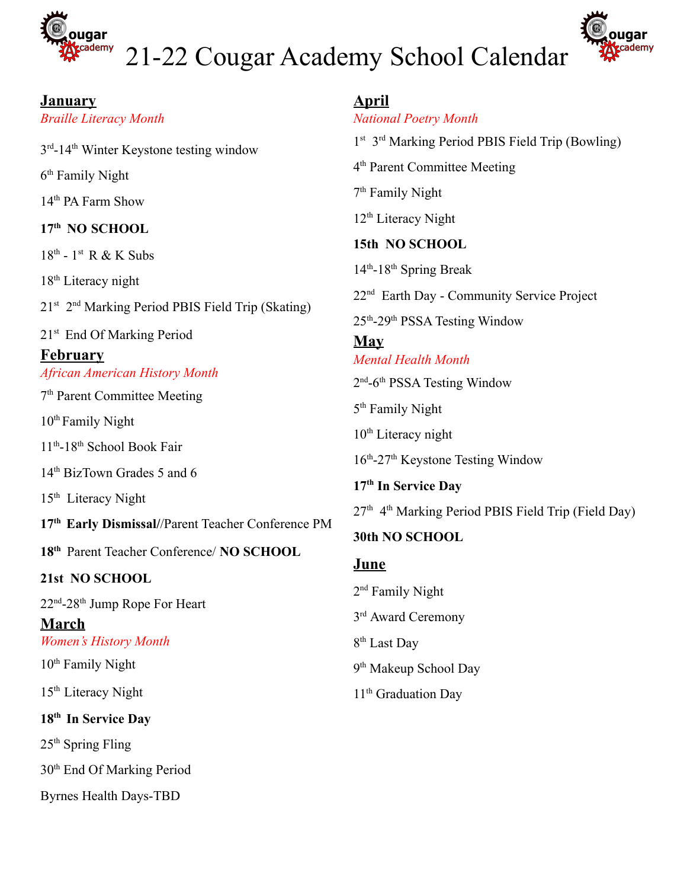# 21-22 Cougar Academy School Calendar

## January

*Braille Literacy Month*

3rd-14th Winter Keystone testing window

6th Family Night

14th PA Farm Show

**17th NO SCHOOL**

18th - 1st R & K Subs

18th Literacy night

21st 2nd Marking Period PBIS Field Trip (Skating)

21st End Of Marking Period

## February

*African American History Month*

7th Parent Committee Meeting

10th Family Night

11th-18th School Book Fair

14th BizTown Grades 5 and 6

15th Literacy Night

**17th Early Dismissal**//Parent Teacher Conference PM

**18th** Parent Teacher Conference/ **NO SCHOOL**

**21st NO SCHOOL**

22nd-28th Jump Rope For Heart

## March

*Women's History Month*

10th Family Night

15th Literacy Night

**18th In Service Day**

25th Spring Fling

30th End Of Marking Period

Byrnes Health Days-TBD

## April

*National Poetry Month*

1st 3rd Marking Period PBIS Field Trip (Bowling)

4th Parent Committee Meeting

7th Family Night

12th Literacy Night

**15th NO SCHOOL**

14th-18th Spring Break

22nd Earth Day - Community Service Project

25th-29th PSSA Testing Window

## May

*Mental Health Month*

2nd-6th PSSA Testing Window

5th Family Night

10th Literacy night

16th-27th Keystone Testing Window

**17th In Service Day**

27th 4th Marking Period PBIS Field Trip (Field Day)

**30th NO SCHOOL**

## June

2nd Family Night

3rd Award Ceremony

8th Last Day

9th Makeup School Day

11th Graduation Day